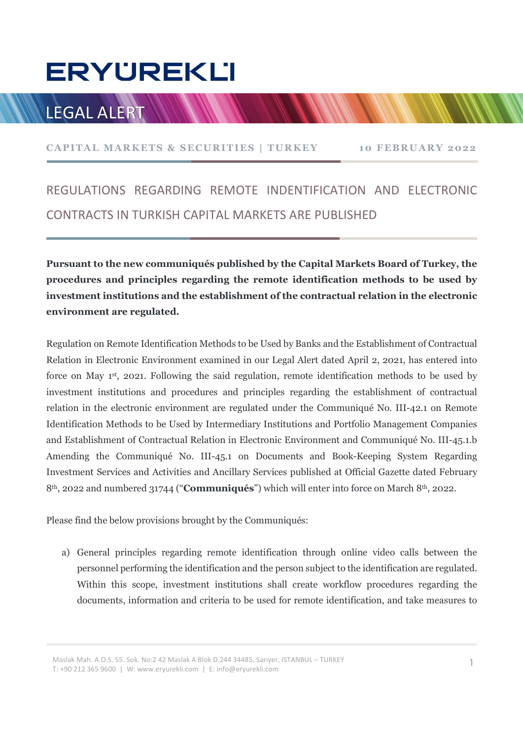# ERYÜREKLİ

## LEGAL ALERT

**CAPITAL MARKETS & SECURITIES | TURKEY** **10 FEBRUARY 2022**

## REGULATIONS REGARDING REMOTE INDENTIFICATION AND ELECTRONIC CONTRACTS IN TURKISH CAPITAL MARKETS ARE PUBLISHED

**Pursuant to the new communiqués published by the Capital Markets Board of Turkey, the procedures and principles regarding the remote identification methods to be used by investment institutions and the establishment of the contractual relation in the electronic environment are regulated.**

Regulation on Remote Identification Methods to be Used by Banks and the Establishment of Contractual Relation in Electronic Environment examined in our Legal Alert dated April 2, 2021, has entered into force on May 1st, 2021. Following the said regulation, remote identification methods to be used by investment institutions and procedures and principles regarding the establishment of contractual relation in the electronic environment are regulated under the Communiqué No. III-42.1 on Remote Identification Methods to be Used by Intermediary Institutions and Portfolio Management Companies and Establishment of Contractual Relation in Electronic Environment and Communiqué No. III-45.1.b Amending the Communiqué No. III-45.1 on Documents and Book-Keeping System Regarding Investment Services and Activities and Ancillary Services published at Official Gazette dated February 8th, 2022 and numbered 31744 ("**Communiqués**") which will enter into force on March 8th, 2022.

Please find the below provisions brought by the Communiqués:

a) General principles regarding remote identification through online video calls between the personnel performing the identification and the person subject to the identification are regulated. Within this scope, investment institutions shall create workflow procedures regarding the documents, information and criteria to be used for remote identification, and take measures to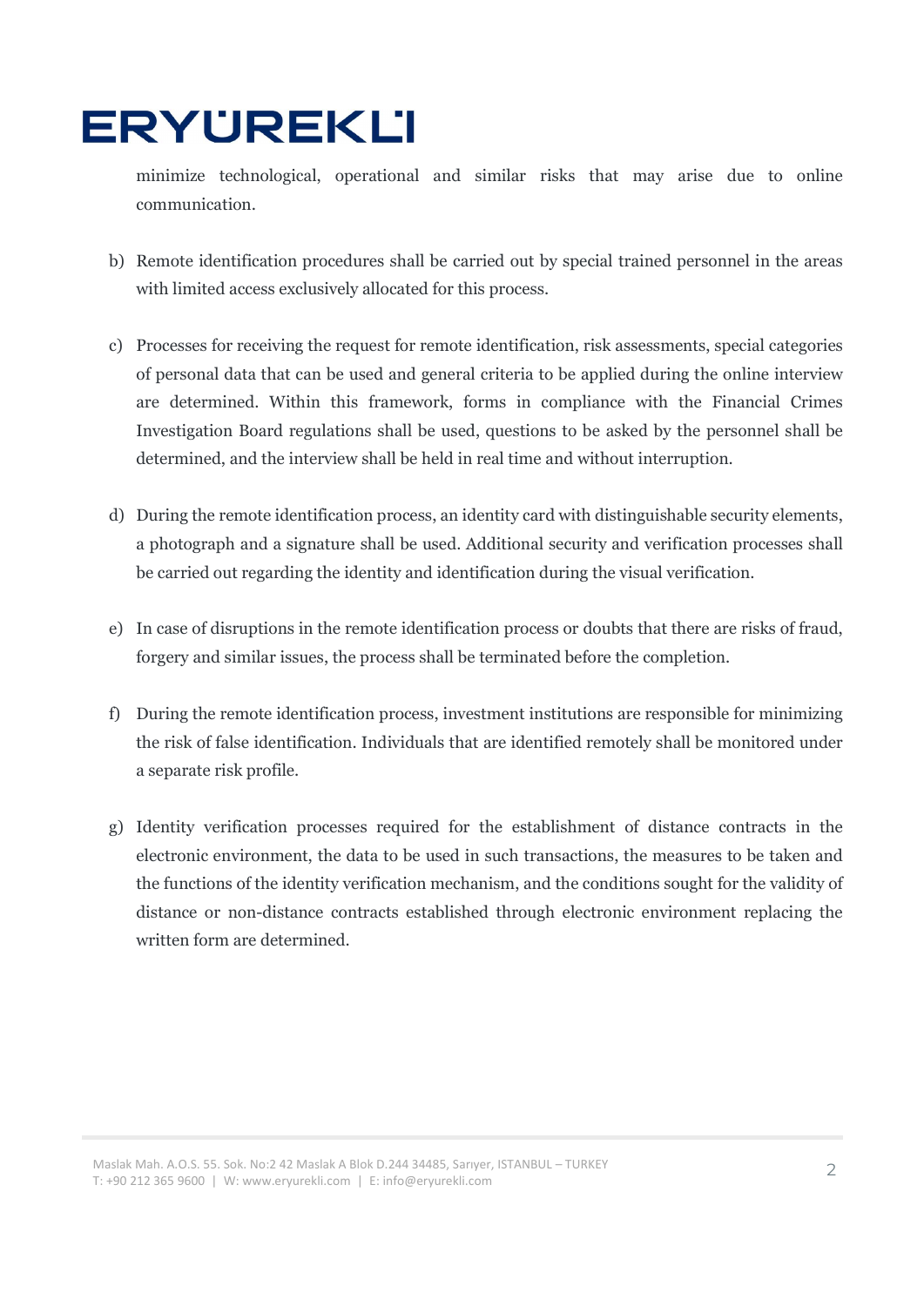minimize technological, operational and similar risks that may arise due to online communication.

b) Remote identification procedures shall be carried out by special trained personnel in the areas with limited access exclusively allocated for this process.

c) Processes for receiving the request for remote identification, risk assessments, special categories of personal data that can be used and general criteria to be applied during the online interview are determined. Within this framework, forms in compliance with the Financial Crimes Investigation Board regulations shall be used, questions to be asked by the personnel shall be determined, and the interview shall be held in real time and without interruption.

d) During the remote identification process, an identity card with distinguishable security elements, a photograph and a signature shall be used. Additional security and verification processes shall be carried out regarding the identity and identification during the visual verification.

e) In case of disruptions in the remote identification process or doubts that there are risks of fraud, forgery and similar issues, the process shall be terminated before the completion.

f) During the remote identification process, investment institutions are responsible for minimizing the risk of false identification. Individuals that are identified remotely shall be monitored under a separate risk profile.

g) Identity verification processes required for the establishment of distance contracts in the electronic environment, the data to be used in such transactions, the measures to be taken and the functions of the identity verification mechanism, and the conditions sought for the validity of distance or non-distance contracts established through electronic environment replacing the written form are determined.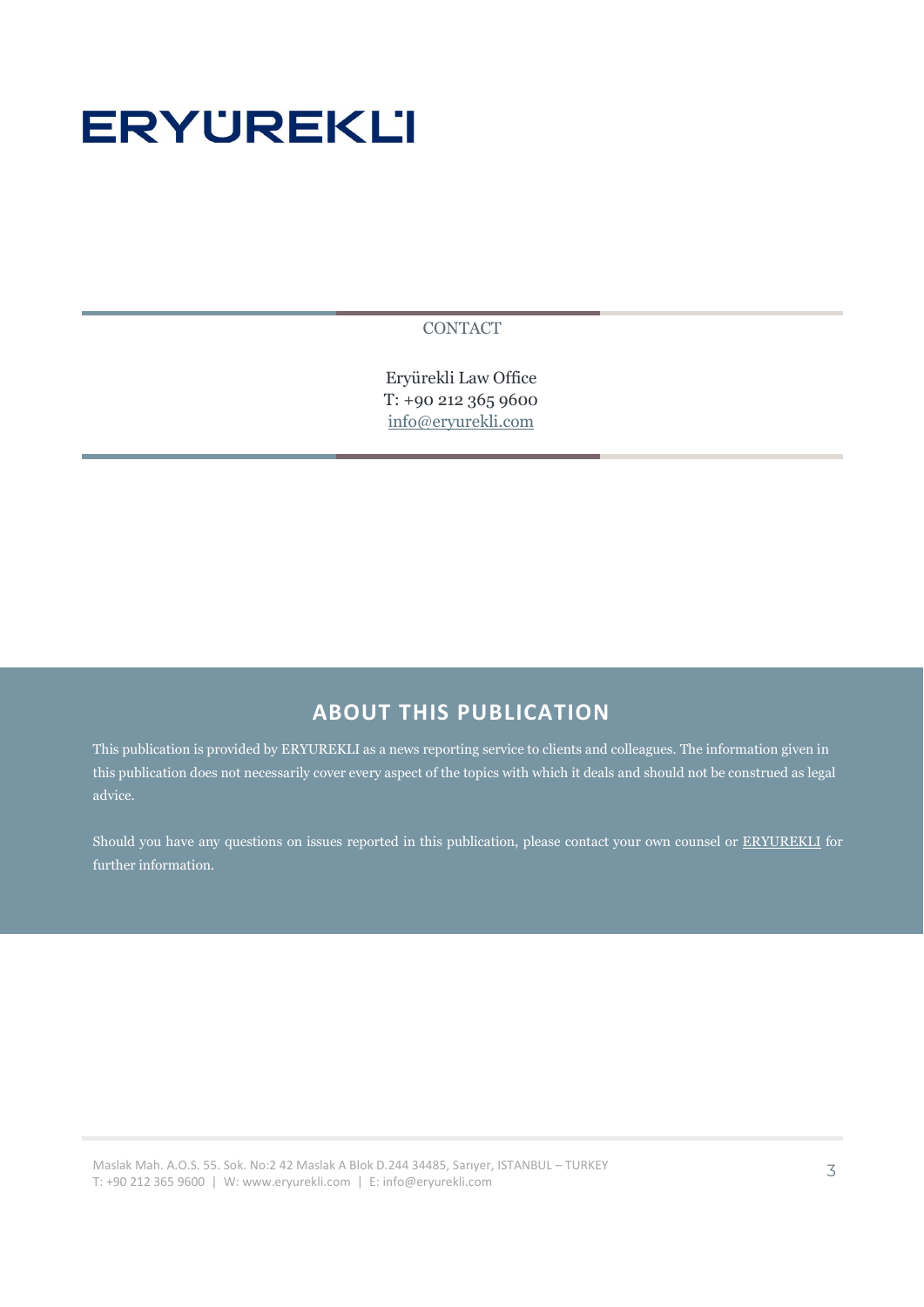ERYÜREKLİ

CONTACT

Eryürekli Law Office
T: +90 212 365 9600
info@eryurekli.com

## ABOUT THIS PUBLICATION

This publication is provided by ERYUREKLI as a news reporting service to clients and colleagues. The information given in this publication does not necessarily cover every aspect of the topics with which it deals and should not be construed as legal advice.

Should you have any questions on issues reported in this publication, please contact your own counsel or ERYUREKLI for further information.